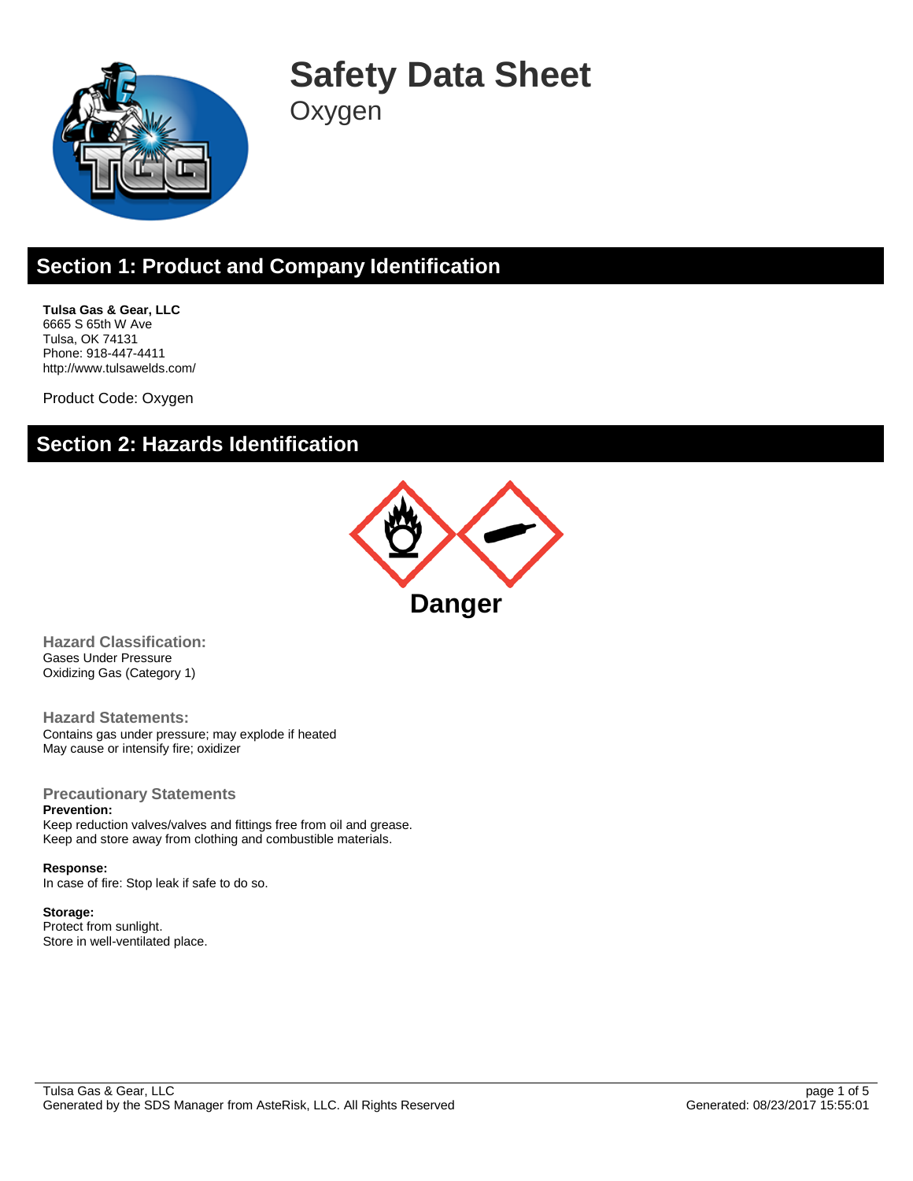# Safety Data Sheet

Oxygen

## Section 1: Product and Company Identification

**Tulsa Gas & Gear, LLC**
6665 S 65th W Ave
Tulsa, OK 74131
Phone: 918-447-4411
http://www.tulsawelds.com/

Product Code: Oxygen

## Section 2: Hazards Identification

**Danger**

### Hazard Classification:

Gases Under Pressure
Oxidizing Gas (Category 1)

### Hazard Statements:

Contains gas under pressure; may explode if heated
May cause or intensify fire; oxidizer

### Precautionary Statements

**Prevention:**
Keep reduction valves/valves and fittings free from oil and grease.
Keep and store away from clothing and combustible materials.

**Response:**
In case of fire: Stop leak if safe to do so.

**Storage:**
Protect from sunlight.
Store in well-ventilated place.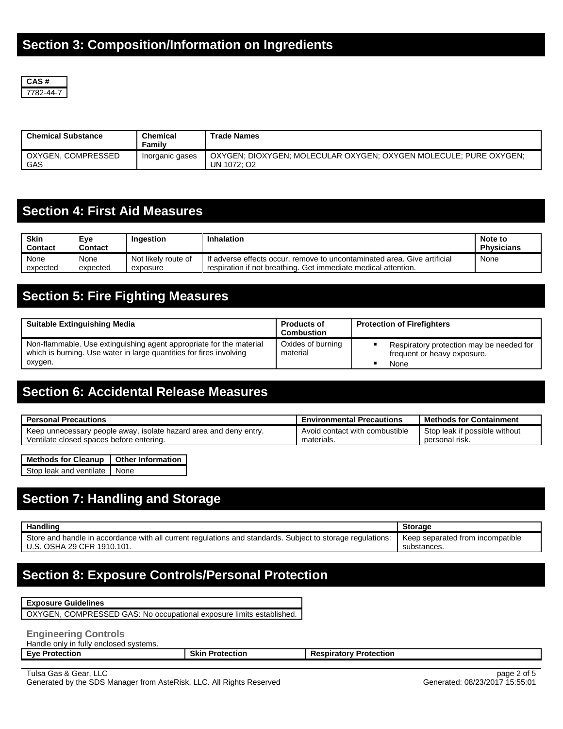## Section 3: Composition/Information on Ingredients

| CAS # |
| --- |
| 7782-44-7 |

| Chemical Substance | Chemical Family | Trade Names |
| --- | --- | --- |
| OXYGEN, COMPRESSED GAS | Inorganic gases | OXYGEN; DIOXYGEN; MOLECULAR OXYGEN; OXYGEN MOLECULE; PURE OXYGEN; UN 1072; O2 |

## Section 4: First Aid Measures

| Skin Contact | Eye Contact | Ingestion | Inhalation | Note to Physicians |
| --- | --- | --- | --- | --- |
| None expected | None expected | Not likely route of exposure | If adverse effects occur, remove to uncontaminated area. Give artificial respiration if not breathing. Get immediate medical attention. | None |

## Section 5: Fire Fighting Measures

| Suitable Extinguishing Media | Products of Combustion | Protection of Firefighters |
| --- | --- | --- |
| Non-flammable. Use extinguishing agent appropriate for the material which is burning. Use water in large quantities for fires involving oxygen. | Oxides of burning material | ▪ Respiratory protection may be needed for frequent or heavy exposure.<br>▪ None |

## Section 6: Accidental Release Measures

| Personal Precautions | Environmental Precautions | Methods for Containment |
| --- | --- | --- |
| Keep unnecessary people away, isolate hazard area and deny entry. Ventilate closed spaces before entering. | Avoid contact with combustible materials. | Stop leak if possible without personal risk. |

| Methods for Cleanup | Other Information |
| --- | --- |
| Stop leak and ventilate | None |

## Section 7: Handling and Storage

| Handling | Storage |
| --- | --- |
| Store and handle in accordance with all current regulations and standards. Subject to storage regulations: U.S. OSHA 29 CFR 1910.101. | Keep separated from incompatible substances. |

## Section 8: Exposure Controls/Personal Protection

| Exposure Guidelines |
| --- |
| OXYGEN, COMPRESSED GAS: No occupational exposure limits established. |

### Engineering Controls

Handle only in fully enclosed systems.

| Eye Protection | Skin Protection | Respiratory Protection |
| --- | --- | --- |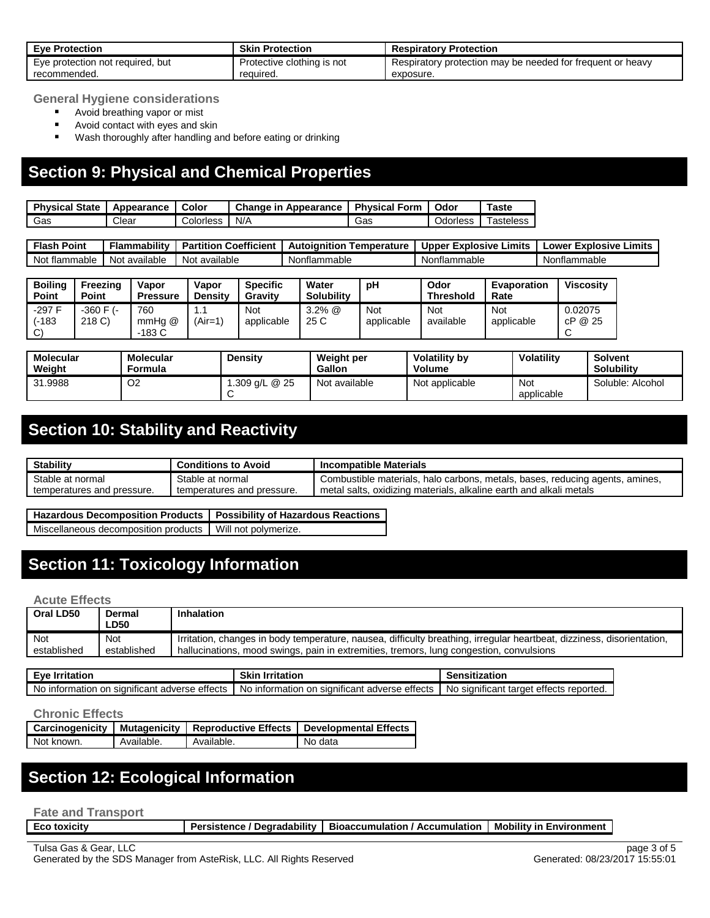| Eye Protection | Skin Protection | Respiratory Protection |
|---|---|---|
| Eye protection not required, but recommended. | Protective clothing is not required. | Respiratory protection may be needed for frequent or heavy exposure. |

**General Hygiene considerations**

- Avoid breathing vapor or mist
- Avoid contact with eyes and skin
- Wash thoroughly after handling and before eating or drinking

## Section 9: Physical and Chemical Properties

| Physical State | Appearance | Color | Change in Appearance | Physical Form | Odor | Taste |
|---|---|---|---|---|---|---|
| Gas | Clear | Colorless | N/A | Gas | Odorless | Tasteless |

| Flash Point | Flammability | Partition Coefficient | Autoignition Temperature | Upper Explosive Limits | Lower Explosive Limits |
|---|---|---|---|---|---|
| Not flammable | Not available | Not available | Nonflammable | Nonflammable | Nonflammable |

| Boiling Point | Freezing Point | Vapor Pressure | Vapor Density | Specific Gravity | Water Solubility | pH | Odor Threshold | Evaporation Rate | Viscosity |
|---|---|---|---|---|---|---|---|---|---|
| -297 F (-183 C) | -360 F (-218 C) | 760 mmHg @ -183 C | 1.1 (Air=1) | Not applicable | 3.2% @ 25 C | Not applicable | Not available | Not applicable | 0.02075 cP @ 25 C |

| Molecular Weight | Molecular Formula | Density | Weight per Gallon | Volatility by Volume | Volatility | Solvent Solubility |
|---|---|---|---|---|---|---|
| 31.9988 | $O_2$ | 1.309 g/L @ 25 C | Not available | Not applicable | Not applicable | Soluble: Alcohol |

## Section 10: Stability and Reactivity

| Stability | Conditions to Avoid | Incompatible Materials |
|---|---|---|
| Stable at normal temperatures and pressure. | Stable at normal temperatures and pressure. | Combustible materials, halo carbons, metals, bases, reducing agents, amines, metal salts, oxidizing materials, alkaline earth and alkali metals |

| Hazardous Decomposition Products | Possibility of Hazardous Reactions |
|---|---|
| Miscellaneous decomposition products | Will not polymerize. |

## Section 11: Toxicology Information

**Acute Effects**

| Oral LD50 | Dermal LD50 | Inhalation |
|---|---|---|
| Not established | Not established | Irritation, changes in body temperature, nausea, difficulty breathing, irregular heartbeat, dizziness, disorientation, hallucinations, mood swings, pain in extremities, tremors, lung congestion, convulsions |

| Eye Irritation | Skin Irritation | Sensitization |
|---|---|---|
| No information on significant adverse effects | No information on significant adverse effects | No significant target effects reported. |

**Chronic Effects**

| Carcinogenicity | Mutagenicity | Reproductive Effects | Developmental Effects |
|---|---|---|---|
| Not known. | Available. | Available. | No data |

## Section 12: Ecological Information

**Fate and Transport**

| Eco toxicity | Persistence / Degradability | Bioaccumulation / Accumulation | Mobility in Environment |
|---|---|---|---|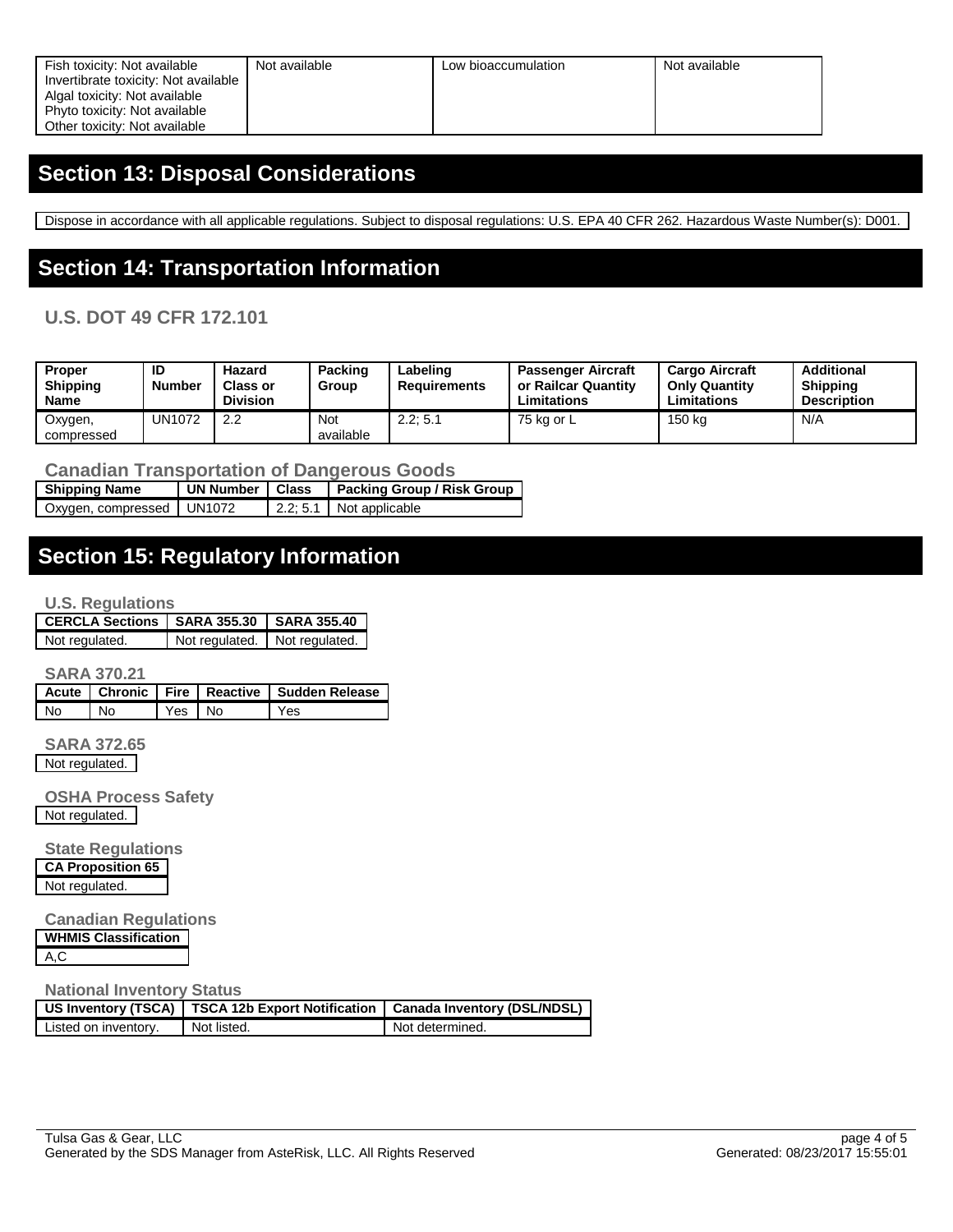| Fish toxicity: Not available<br>Invertibrate toxicity: Not available<br>Algal toxicity: Not available<br>Phyto toxicity: Not available<br>Other toxicity: Not available | Not available | Low bioaccumulation | Not available |
|---|---|---|---|

## Section 13: Disposal Considerations

Dispose in accordance with all applicable regulations. Subject to disposal regulations: U.S. EPA 40 CFR 262. Hazardous Waste Number(s): D001.

## Section 14: Transportation Information

### U.S. DOT 49 CFR 172.101

| Proper Shipping Name | ID Number | Hazard Class or Division | Packing Group | Labeling Requirements | Passenger Aircraft or Railcar Quantity Limitations | Cargo Aircraft Only Quantity Limitations | Additional Shipping Description |
|---|---|---|---|---|---|---|---|
| Oxygen, compressed | UN1072 | 2.2 | Not available | 2.2; 5.1 | 75 kg or L | 150 kg | N/A |

### Canadian Transportation of Dangerous Goods

| Shipping Name | UN Number | Class | Packing Group / Risk Group |
|---|---|---|---|
| Oxygen, compressed | UN1072 | 2.2; 5.1 | Not applicable |

## Section 15: Regulatory Information

### U.S. Regulations

| CERCLA Sections | SARA 355.30 | SARA 355.40 |
|---|---|---|
| Not regulated. | Not regulated. | Not regulated. |

### SARA 370.21

| Acute | Chronic | Fire | Reactive | Sudden Release |
|---|---|---|---|---|
| No | No | Yes | No | Yes |

### SARA 372.65

Not regulated.

### OSHA Process Safety

Not regulated.

### State Regulations

| CA Proposition 65 |
|---|
| Not regulated. |

### Canadian Regulations

| WHMIS Classification |
|---|
| A,C |

### National Inventory Status

| US Inventory (TSCA) | TSCA 12b Export Notification | Canada Inventory (DSL/NDSL) |
|---|---|---|
| Listed on inventory. | Not listed. | Not determined. |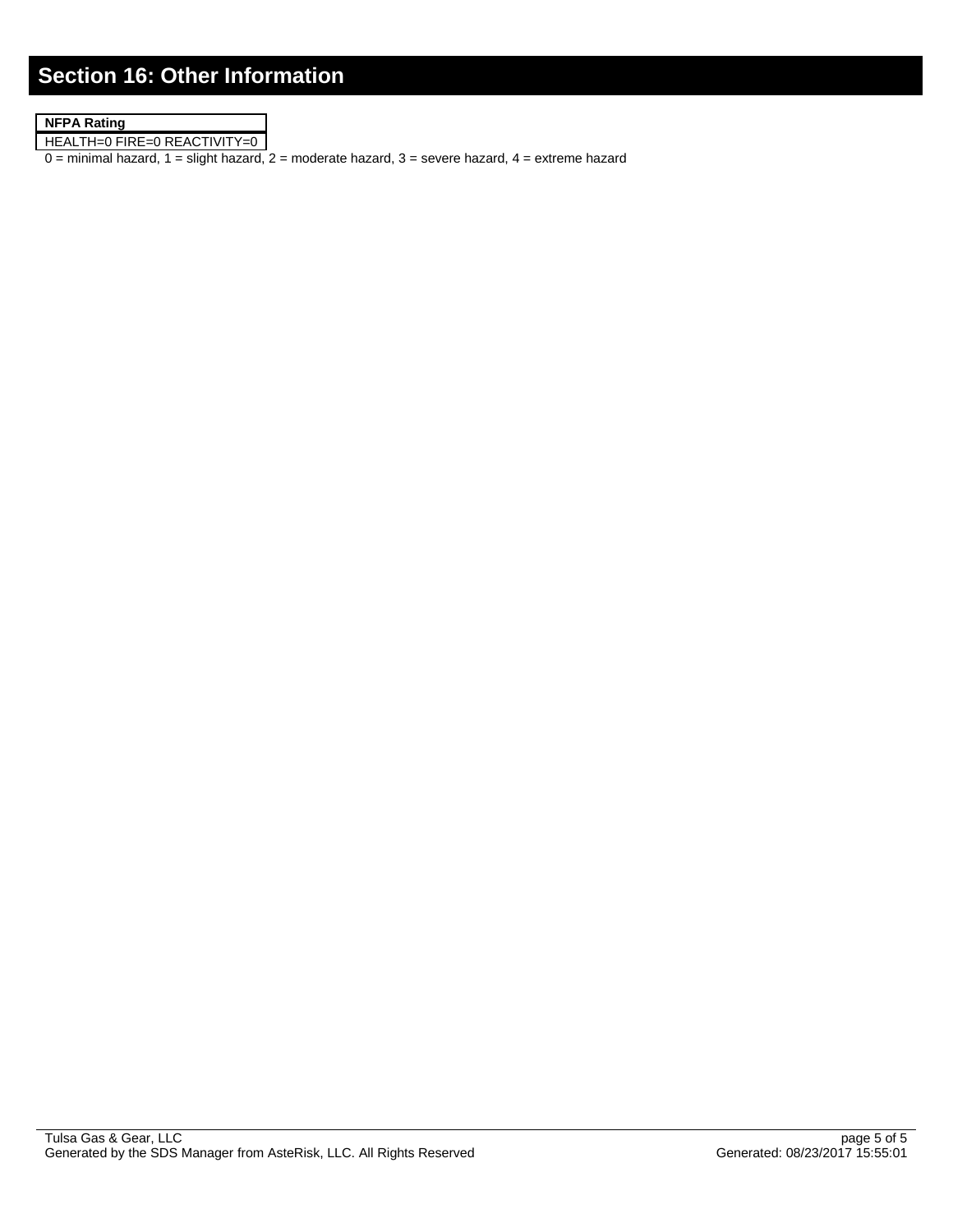# Section 16: Other Information

| NFPA Rating |
| --- |
| HEALTH=0 FIRE=0 REACTIVITY=0 |

0 = minimal hazard, 1 = slight hazard, 2 = moderate hazard, 3 = severe hazard, 4 = extreme hazard